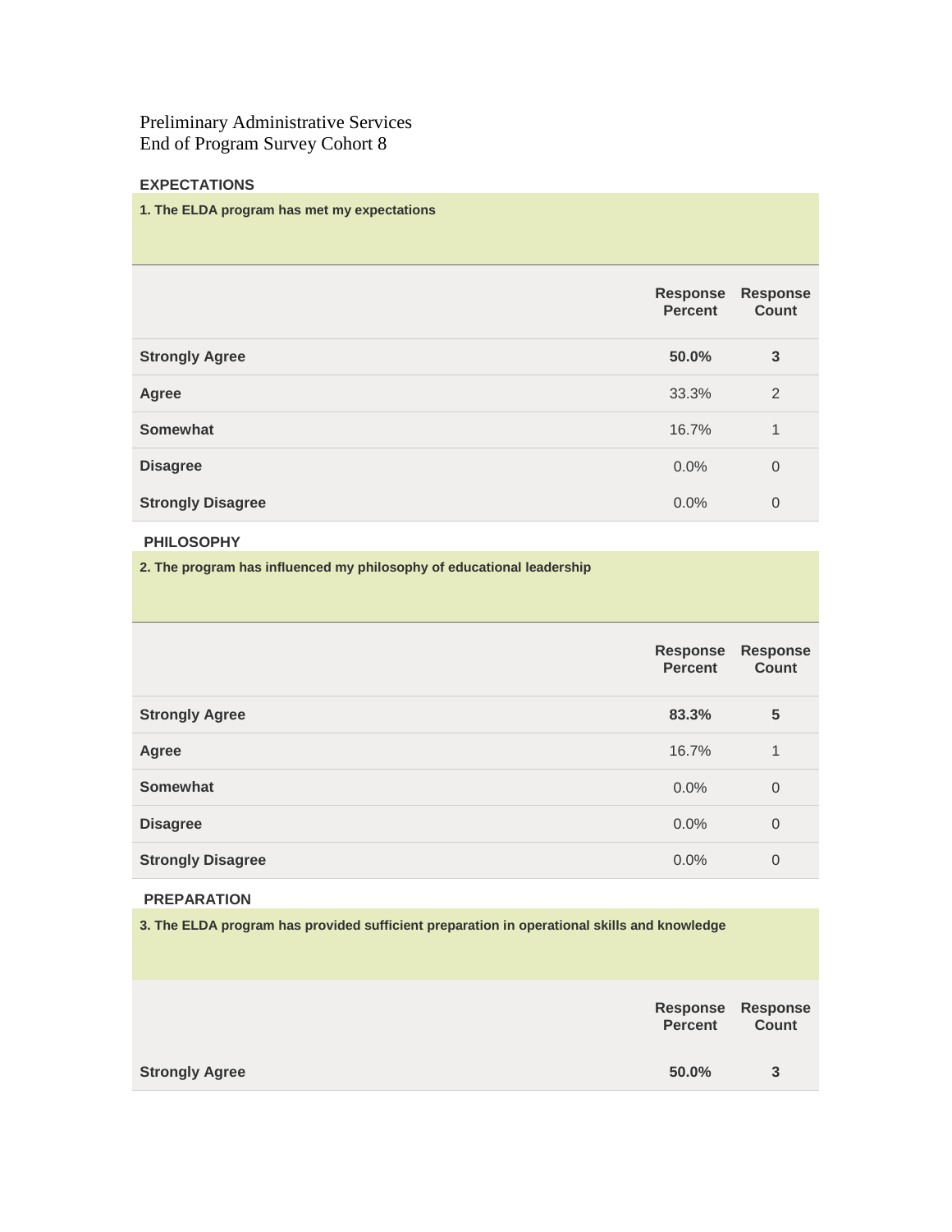Preliminary Administrative Services
End of Program Survey Cohort 8

### EXPECTATIONS

**1. The ELDA program has met my expectations**

| | Response Percent | Response Count |
|---|---|---|
| **Strongly Agree** | **50.0%** | **3** |
| **Agree** | 33.3% | 2 |
| **Somewhat** | 16.7% | 1 |
| **Disagree** | 0.0% | 0 |
| **Strongly Disagree** | 0.0% | 0 |

### PHILOSOPHY

**2. The program has influenced my philosophy of educational leadership**

| | Response Percent | Response Count |
|---|---|---|
| **Strongly Agree** | **83.3%** | **5** |
| **Agree** | 16.7% | 1 |
| **Somewhat** | 0.0% | 0 |
| **Disagree** | 0.0% | 0 |
| **Strongly Disagree** | 0.0% | 0 |

### PREPARATION

**3. The ELDA program has provided sufficient preparation in operational skills and knowledge**

| | Response Percent | Response Count |
|---|---|---|
| **Strongly Agree** | **50.0%** | **3** |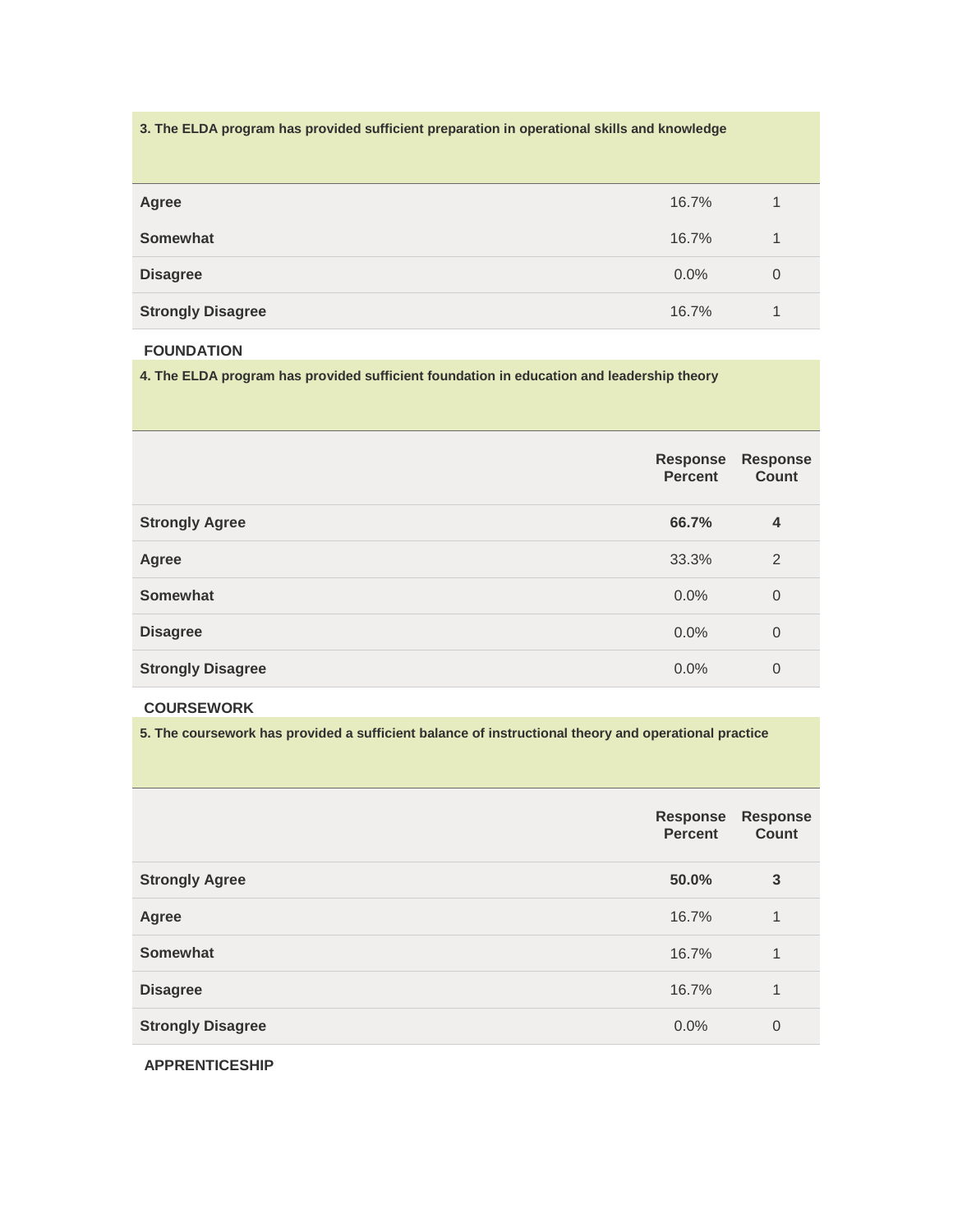**3. The ELDA program has provided sufficient preparation in operational skills and knowledge**

| | | |
|---|---|---|
| **Agree** | 16.7% | 1 |
| **Somewhat** | 16.7% | 1 |
| **Disagree** | 0.0% | 0 |
| **Strongly Disagree** | 16.7% | 1 |

**FOUNDATION**

**4. The ELDA program has provided sufficient foundation in education and leadership theory**

| | Response Percent | Response Count |
|---|---|---|
| **Strongly Agree** | **66.7%** | **4** |
| **Agree** | 33.3% | 2 |
| **Somewhat** | 0.0% | 0 |
| **Disagree** | 0.0% | 0 |
| **Strongly Disagree** | 0.0% | 0 |

**COURSEWORK**

**5. The coursework has provided a sufficient balance of instructional theory and operational practice**

| | Response Percent | Response Count |
|---|---|---|
| **Strongly Agree** | **50.0%** | **3** |
| **Agree** | 16.7% | 1 |
| **Somewhat** | 16.7% | 1 |
| **Disagree** | 16.7% | 1 |
| **Strongly Disagree** | 0.0% | 0 |

**APPRENTICESHIP**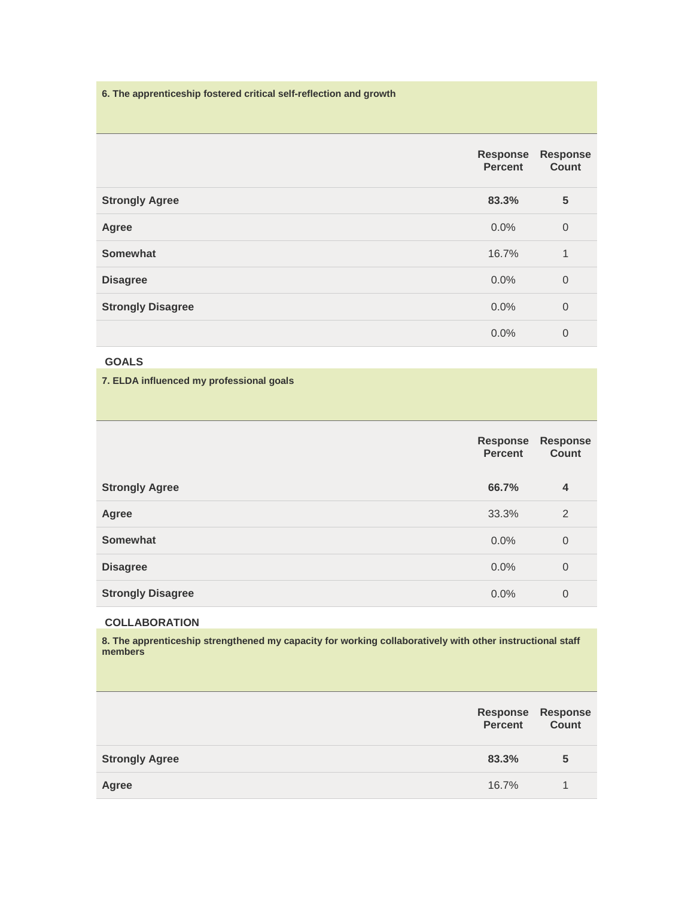**6. The apprenticeship fostered critical self-reflection and growth**

| | Response Percent | Response Count |
|---|---|---|
| **Strongly Agree** | **83.3%** | **5** |
| **Agree** | 0.0% | 0 |
| **Somewhat** | 16.7% | 1 |
| **Disagree** | 0.0% | 0 |
| **Strongly Disagree** | 0.0% | 0 |
| | 0.0% | 0 |

## GOALS

**7. ELDA influenced my professional goals**

| | Response Percent | Response Count |
|---|---|---|
| **Strongly Agree** | **66.7%** | **4** |
| **Agree** | 33.3% | 2 |
| **Somewhat** | 0.0% | 0 |
| **Disagree** | 0.0% | 0 |
| **Strongly Disagree** | 0.0% | 0 |

## COLLABORATION

**8. The apprenticeship strengthened my capacity for working collaboratively with other instructional staff members**

| | Response Percent | Response Count |
|---|---|---|
| **Strongly Agree** | **83.3%** | **5** |
| **Agree** | 16.7% | 1 |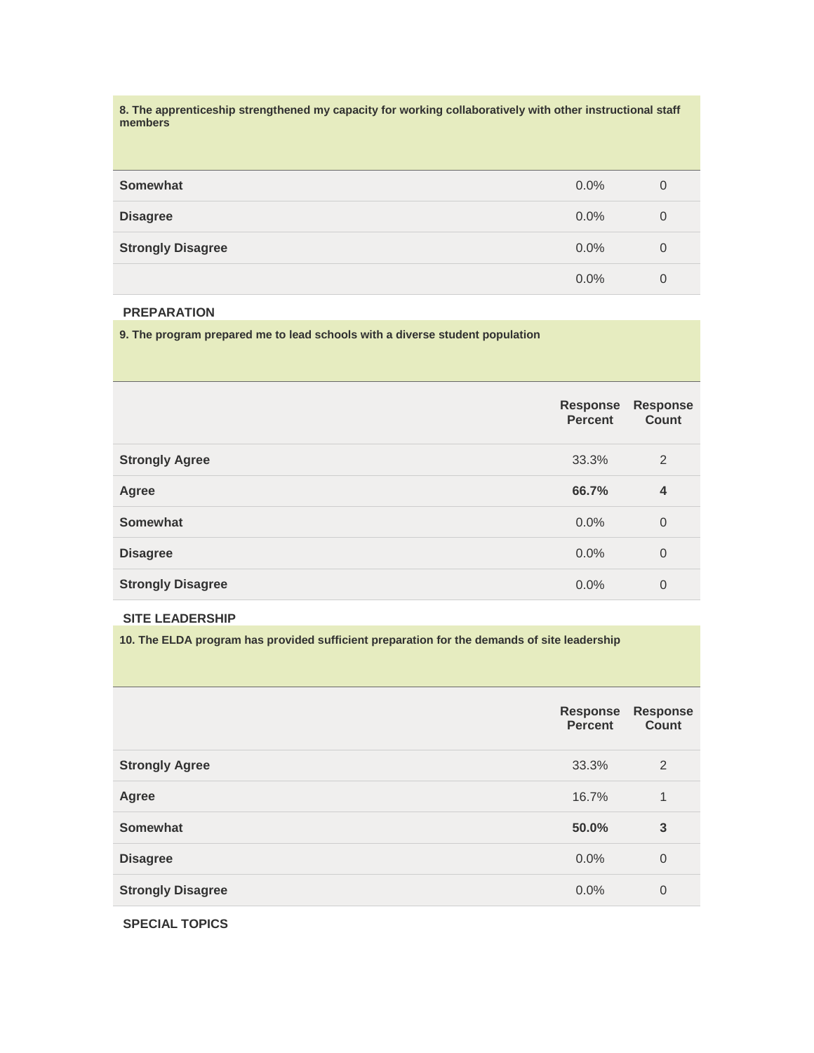**8. The apprenticeship strengthened my capacity for working collaboratively with other instructional staff members**

| | | |
|---|---|---|
| **Somewhat** | 0.0% | 0 |
| **Disagree** | 0.0% | 0 |
| **Strongly Disagree** | 0.0% | 0 |
| | 0.0% | 0 |

**PREPARATION**

**9. The program prepared me to lead schools with a diverse student population**

| | Response Percent | Response Count |
|---|---|---|
| **Strongly Agree** | 33.3% | 2 |
| **Agree** | **66.7%** | **4** |
| **Somewhat** | 0.0% | 0 |
| **Disagree** | 0.0% | 0 |
| **Strongly Disagree** | 0.0% | 0 |

**SITE LEADERSHIP**

**10. The ELDA program has provided sufficient preparation for the demands of site leadership**

| | Response Percent | Response Count |
|---|---|---|
| **Strongly Agree** | 33.3% | 2 |
| **Agree** | 16.7% | 1 |
| **Somewhat** | **50.0%** | **3** |
| **Disagree** | 0.0% | 0 |
| **Strongly Disagree** | 0.0% | 0 |

**SPECIAL TOPICS**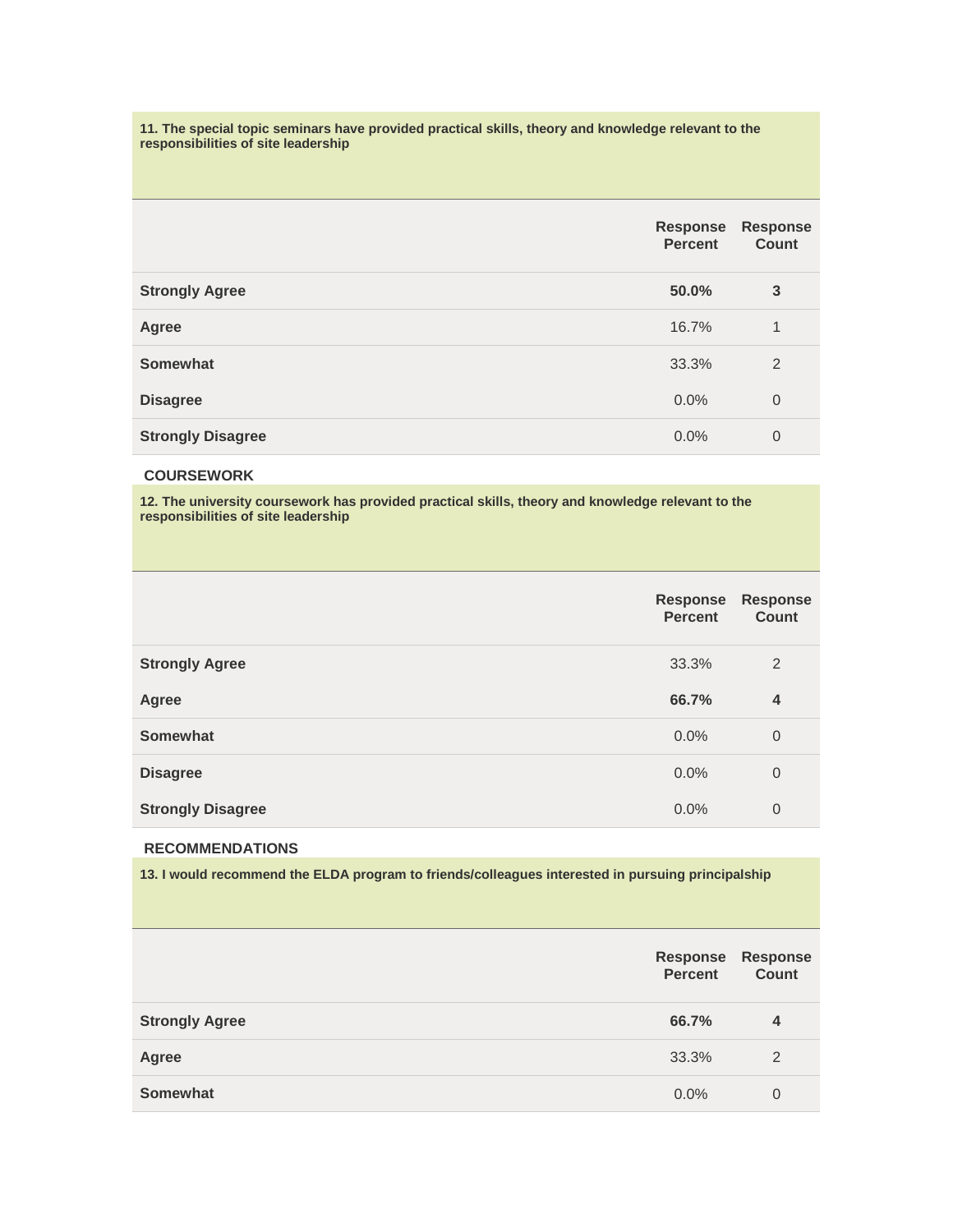**11. The special topic seminars have provided practical skills, theory and knowledge relevant to the responsibilities of site leadership**

| | Response Percent | Response Count |
|---|---|---|
| **Strongly Agree** | **50.0%** | **3** |
| **Agree** | 16.7% | 1 |
| **Somewhat** | 33.3% | 2 |
| **Disagree** | 0.0% | 0 |
| **Strongly Disagree** | 0.0% | 0 |

## COURSEWORK

**12. The university coursework has provided practical skills, theory and knowledge relevant to the responsibilities of site leadership**

| | Response Percent | Response Count |
|---|---|---|
| **Strongly Agree** | 33.3% | 2 |
| **Agree** | **66.7%** | **4** |
| **Somewhat** | 0.0% | 0 |
| **Disagree** | 0.0% | 0 |
| **Strongly Disagree** | 0.0% | 0 |

## RECOMMENDATIONS

**13. I would recommend the ELDA program to friends/colleagues interested in pursuing principalship**

| | Response Percent | Response Count |
|---|---|---|
| **Strongly Agree** | **66.7%** | **4** |
| **Agree** | 33.3% | 2 |
| **Somewhat** | 0.0% | 0 |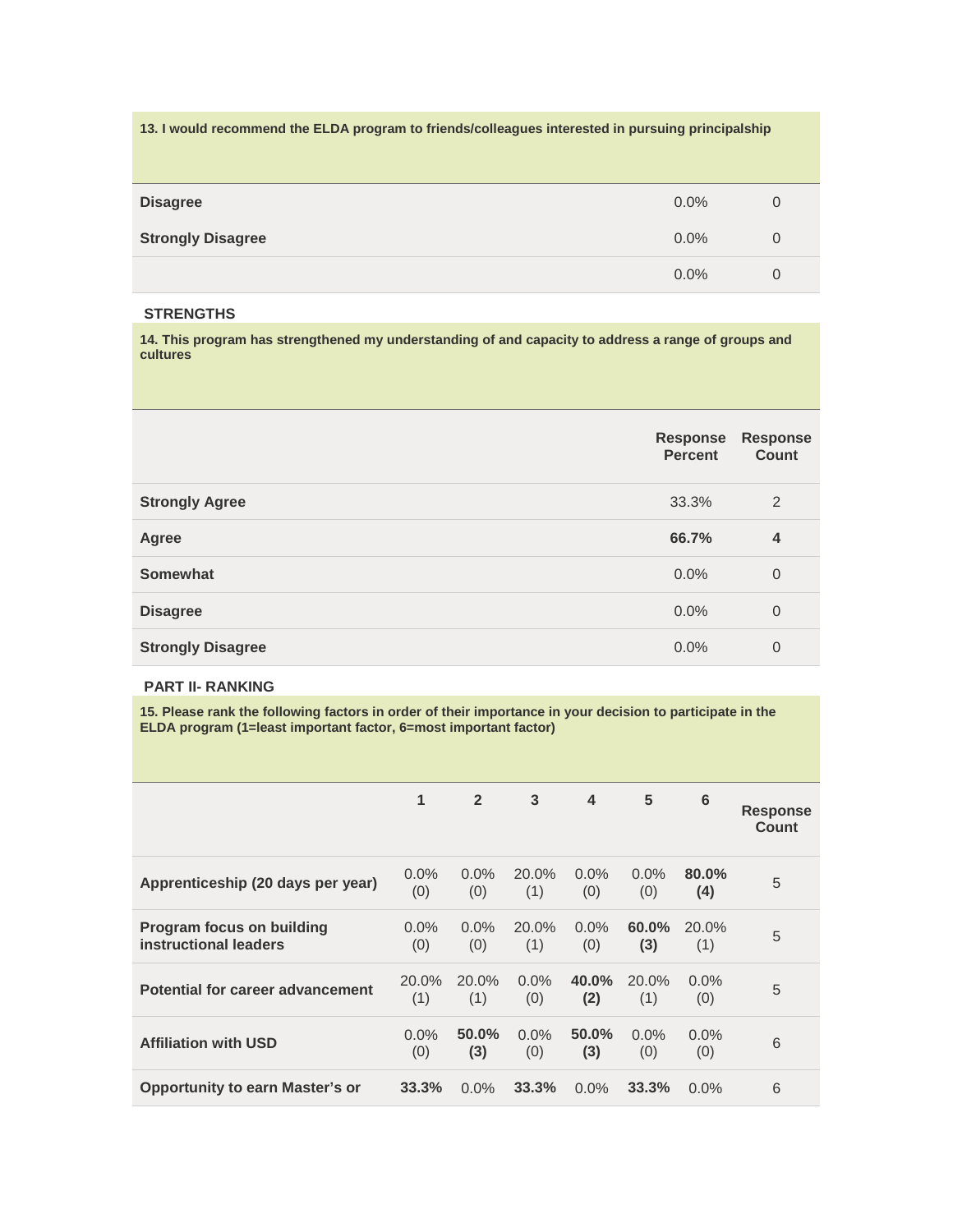**13. I would recommend the ELDA program to friends/colleagues interested in pursuing principalship**

| | | |
|---|---|---|
| **Disagree** | 0.0% | 0 |
| **Strongly Disagree** | 0.0% | 0 |
| | 0.0% | 0 |

**STRENGTHS**

**14. This program has strengthened my understanding of and capacity to address a range of groups and cultures**

| | Response Percent | Response Count |
|---|---|---|
| **Strongly Agree** | 33.3% | 2 |
| **Agree** | **66.7%** | **4** |
| **Somewhat** | 0.0% | 0 |
| **Disagree** | 0.0% | 0 |
| **Strongly Disagree** | 0.0% | 0 |

**PART II- RANKING**

**15. Please rank the following factors in order of their importance in your decision to participate in the ELDA program (1=least important factor, 6=most important factor)**

| | 1 | 2 | 3 | 4 | 5 | 6 | Response Count |
|---|---|---|---|---|---|---|---|
| **Apprenticeship (20 days per year)** | 0.0% (0) | 0.0% (0) | 20.0% (1) | 0.0% (0) | 0.0% (0) | **80.0% (4)** | 5 |
| **Program focus on building instructional leaders** | 0.0% (0) | 0.0% (0) | 20.0% (1) | 0.0% (0) | **60.0% (3)** | 20.0% (1) | 5 |
| **Potential for career advancement** | 20.0% (1) | 20.0% (1) | 0.0% (0) | **40.0% (2)** | 20.0% (1) | 0.0% (0) | 5 |
| **Affiliation with USD** | 0.0% (0) | **50.0% (3)** | 0.0% (0) | **50.0% (3)** | 0.0% (0) | 0.0% (0) | 6 |
| **Opportunity to earn Master's or** | **33.3%** | 0.0% | **33.3%** | 0.0% | **33.3%** | 0.0% | 6 |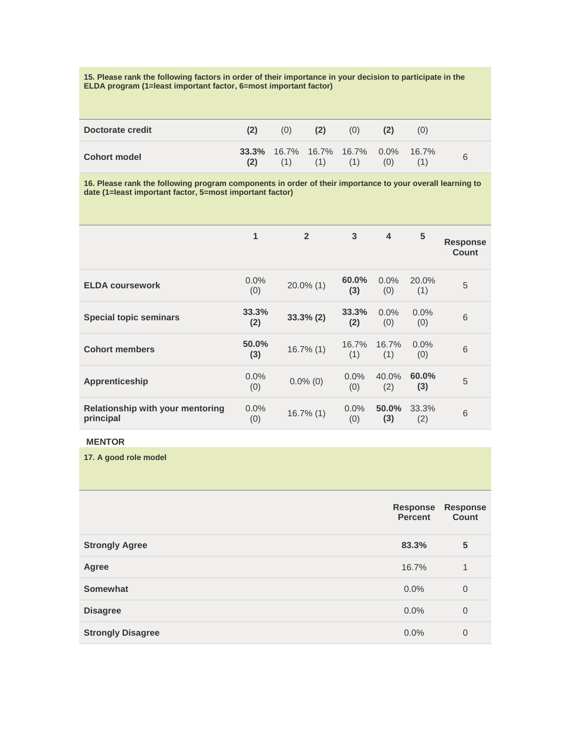**15. Please rank the following factors in order of their importance in your decision to participate in the ELDA program (1=least important factor, 6=most important factor)**

| | | | | | | | |
|---|---|---|---|---|---|---|---|
| **Doctorate credit** | **(2)** | (0) | **(2)** | (0) | **(2)** | (0) | |
| **Cohort model** | **33.3% (2)** | 16.7% (1) | 16.7% (1) | 16.7% (1) | 0.0% (0) | 16.7% (1) | 6 |

**16. Please rank the following program components in order of their importance to your overall learning to date (1=least important factor, 5=most important factor)**

| | 1 | 2 | 3 | 4 | 5 | Response Count |
|---|---|---|---|---|---|---|
| **ELDA coursework** | 0.0% (0) | 20.0% (1) | **60.0% (3)** | 0.0% (0) | 20.0% (1) | 5 |
| **Special topic seminars** | **33.3% (2)** | **33.3% (2)** | **33.3% (2)** | 0.0% (0) | 0.0% (0) | 6 |
| **Cohort members** | **50.0% (3)** | 16.7% (1) | 16.7% (1) | 16.7% (1) | 0.0% (0) | 6 |
| **Apprenticeship** | 0.0% (0) | 0.0% (0) | 0.0% (0) | 40.0% (2) | **60.0% (3)** | 5 |
| **Relationship with your mentoring principal** | 0.0% (0) | 16.7% (1) | 0.0% (0) | **50.0% (3)** | 33.3% (2) | 6 |

**MENTOR**

**17. A good role model**

| | Response Percent | Response Count |
|---|---|---|
| **Strongly Agree** | **83.3%** | **5** |
| **Agree** | 16.7% | 1 |
| **Somewhat** | 0.0% | 0 |
| **Disagree** | 0.0% | 0 |
| **Strongly Disagree** | 0.0% | 0 |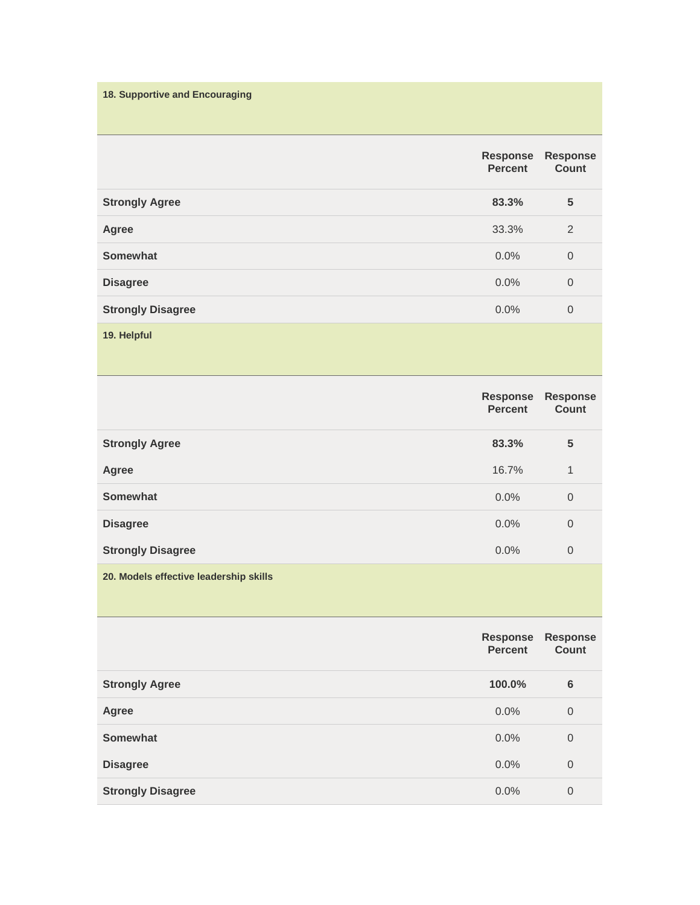### 18. Supportive and Encouraging

| | Response Percent | Response Count |
|---|---|---|
| **Strongly Agree** | **83.3%** | **5** |
| **Agree** | 33.3% | 2 |
| **Somewhat** | 0.0% | 0 |
| **Disagree** | 0.0% | 0 |
| **Strongly Disagree** | 0.0% | 0 |

### 19. Helpful

| | Response Percent | Response Count |
|---|---|---|
| **Strongly Agree** | **83.3%** | **5** |
| **Agree** | 16.7% | 1 |
| **Somewhat** | 0.0% | 0 |
| **Disagree** | 0.0% | 0 |
| **Strongly Disagree** | 0.0% | 0 |

### 20. Models effective leadership skills

| | Response Percent | Response Count |
|---|---|---|
| **Strongly Agree** | **100.0%** | **6** |
| **Agree** | 0.0% | 0 |
| **Somewhat** | 0.0% | 0 |
| **Disagree** | 0.0% | 0 |
| **Strongly Disagree** | 0.0% | 0 |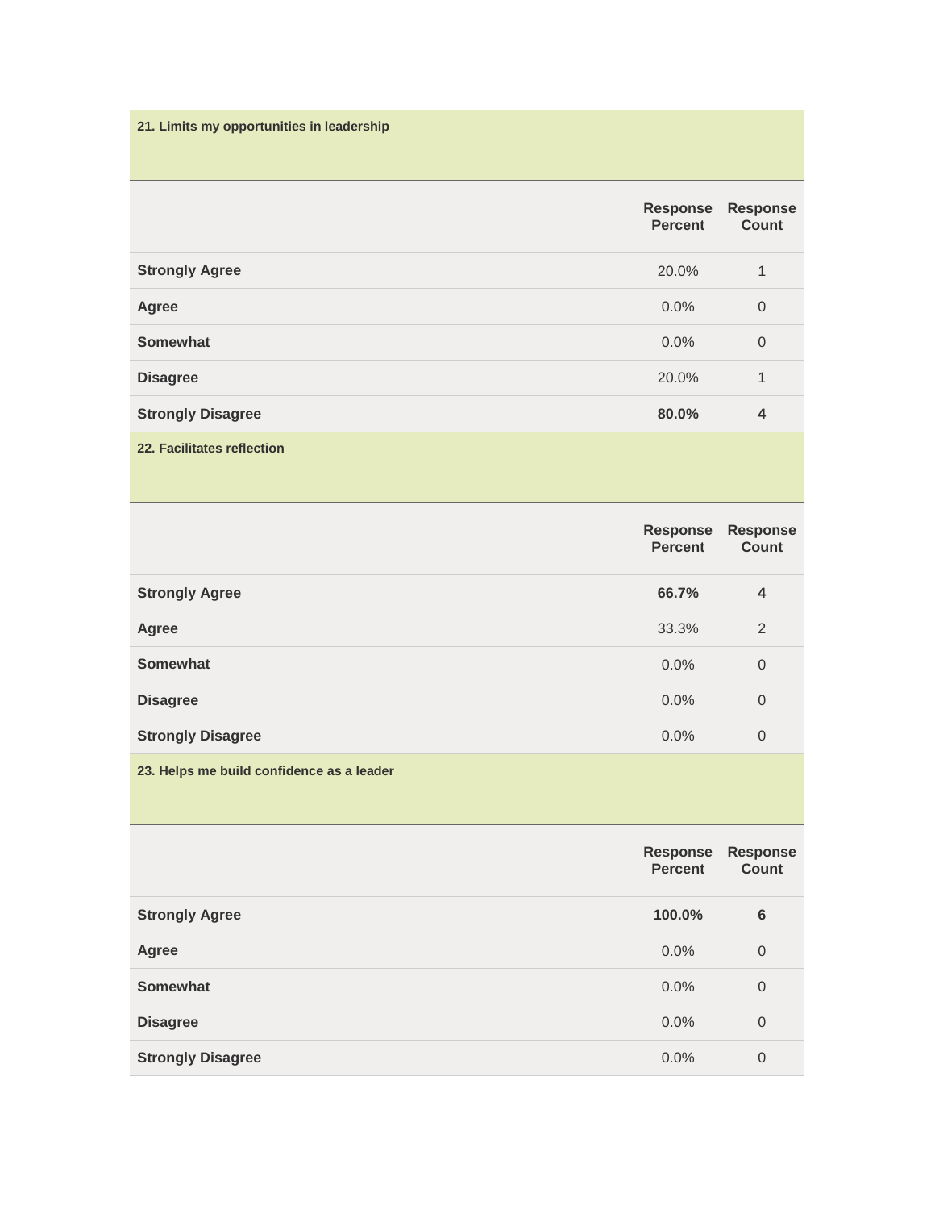### 21. Limits my opportunities in leadership

| | Response Percent | Response Count |
|---|---|---|
| **Strongly Agree** | 20.0% | 1 |
| **Agree** | 0.0% | 0 |
| **Somewhat** | 0.0% | 0 |
| **Disagree** | 20.0% | 1 |
| **Strongly Disagree** | **80.0%** | **4** |

### 22. Facilitates reflection

| | Response Percent | Response Count |
|---|---|---|
| **Strongly Agree** | **66.7%** | **4** |
| **Agree** | 33.3% | 2 |
| **Somewhat** | 0.0% | 0 |
| **Disagree** | 0.0% | 0 |
| **Strongly Disagree** | 0.0% | 0 |

### 23. Helps me build confidence as a leader

| | Response Percent | Response Count |
|---|---|---|
| **Strongly Agree** | **100.0%** | **6** |
| **Agree** | 0.0% | 0 |
| **Somewhat** | 0.0% | 0 |
| **Disagree** | 0.0% | 0 |
| **Strongly Disagree** | 0.0% | 0 |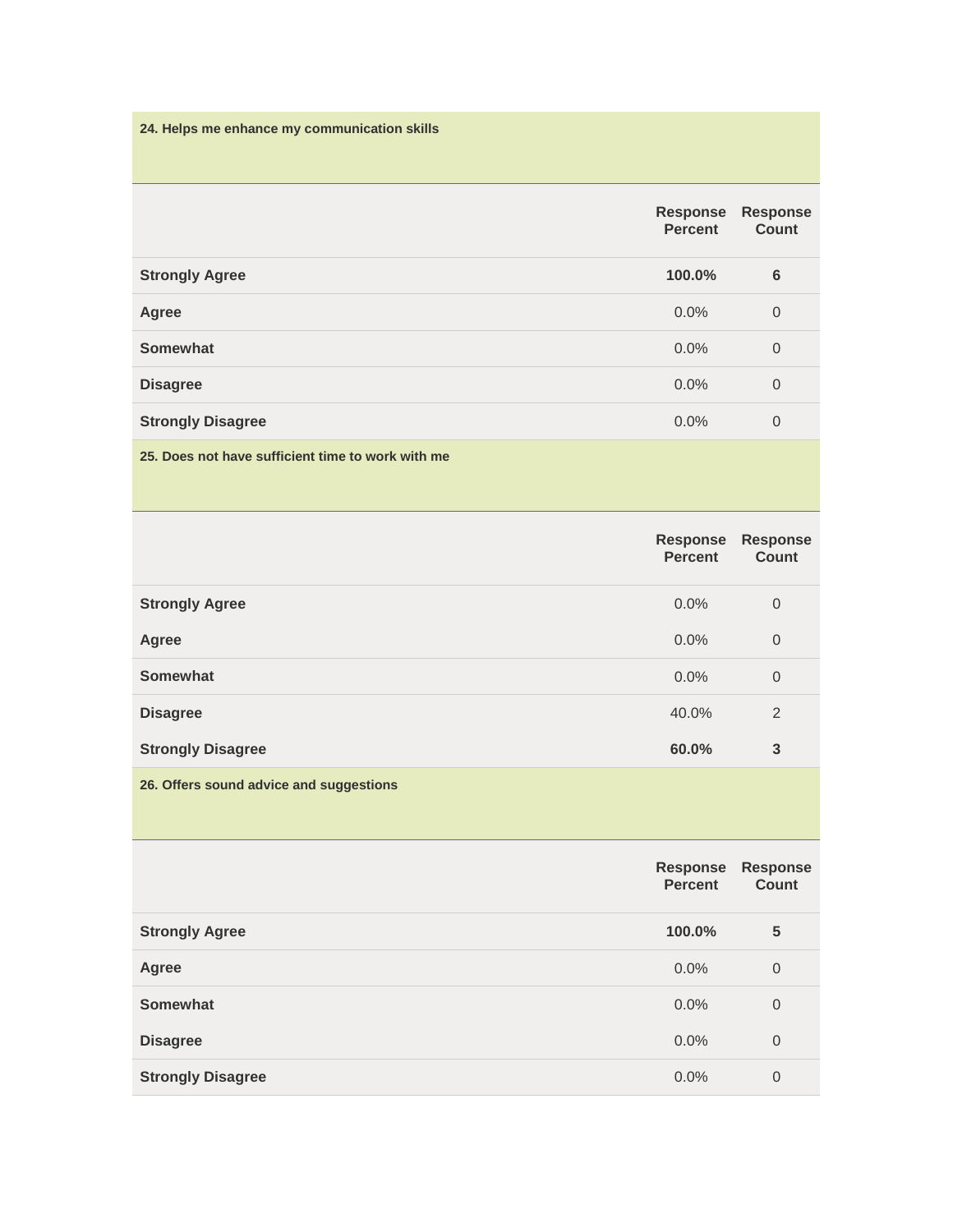**24. Helps me enhance my communication skills**

| | Response Percent | Response Count |
|---|---|---|
| **Strongly Agree** | **100.0%** | **6** |
| **Agree** | 0.0% | 0 |
| **Somewhat** | 0.0% | 0 |
| **Disagree** | 0.0% | 0 |
| **Strongly Disagree** | 0.0% | 0 |

**25. Does not have sufficient time to work with me**

| | Response Percent | Response Count |
|---|---|---|
| **Strongly Agree** | 0.0% | 0 |
| **Agree** | 0.0% | 0 |
| **Somewhat** | 0.0% | 0 |
| **Disagree** | 40.0% | 2 |
| **Strongly Disagree** | **60.0%** | **3** |

**26. Offers sound advice and suggestions**

| | Response Percent | Response Count |
|---|---|---|
| **Strongly Agree** | **100.0%** | **5** |
| **Agree** | 0.0% | 0 |
| **Somewhat** | 0.0% | 0 |
| **Disagree** | 0.0% | 0 |
| **Strongly Disagree** | 0.0% | 0 |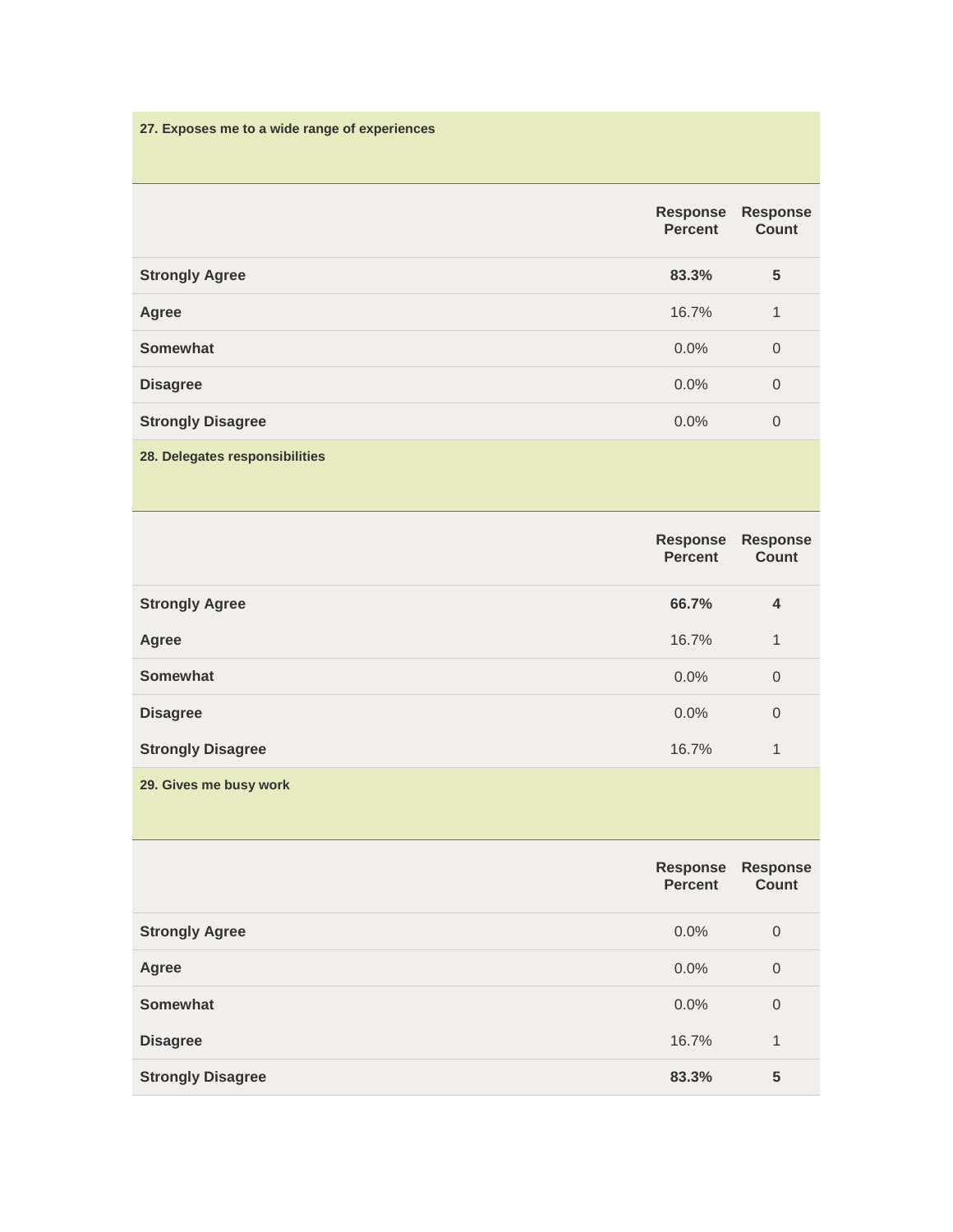**27. Exposes me to a wide range of experiences**

| | Response Percent | Response Count |
|---|---|---|
| **Strongly Agree** | **83.3%** | **5** |
| **Agree** | 16.7% | 1 |
| **Somewhat** | 0.0% | 0 |
| **Disagree** | 0.0% | 0 |
| **Strongly Disagree** | 0.0% | 0 |

**28. Delegates responsibilities**

| | Response Percent | Response Count |
|---|---|---|
| **Strongly Agree** | **66.7%** | **4** |
| **Agree** | 16.7% | 1 |
| **Somewhat** | 0.0% | 0 |
| **Disagree** | 0.0% | 0 |
| **Strongly Disagree** | 16.7% | 1 |

**29. Gives me busy work**

| | Response Percent | Response Count |
|---|---|---|
| **Strongly Agree** | 0.0% | 0 |
| **Agree** | 0.0% | 0 |
| **Somewhat** | 0.0% | 0 |
| **Disagree** | 16.7% | 1 |
| **Strongly Disagree** | **83.3%** | **5** |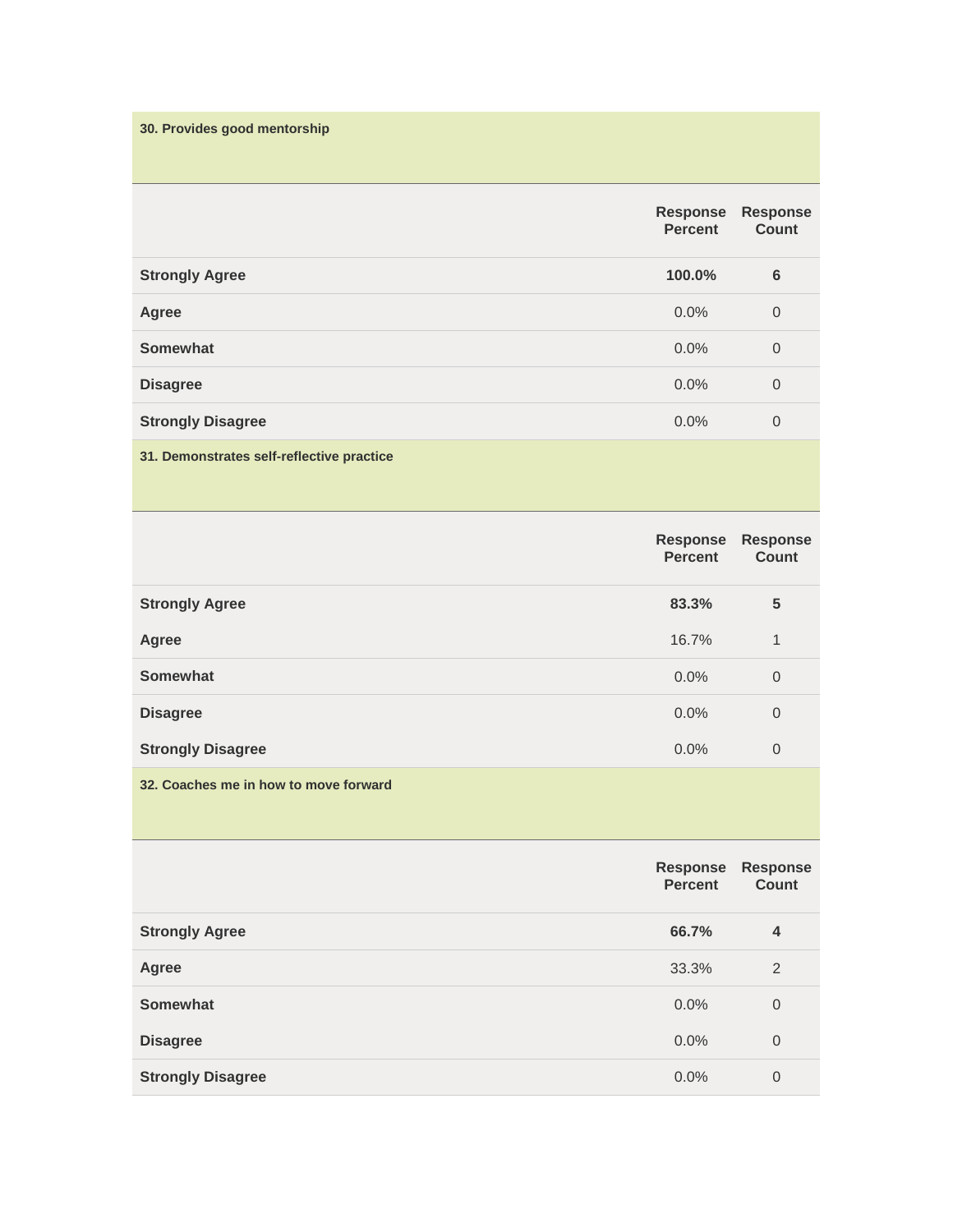**30. Provides good mentorship**

| | Response Percent | Response Count |
|---|---|---|
| **Strongly Agree** | **100.0%** | **6** |
| **Agree** | 0.0% | 0 |
| **Somewhat** | 0.0% | 0 |
| **Disagree** | 0.0% | 0 |
| **Strongly Disagree** | 0.0% | 0 |

**31. Demonstrates self-reflective practice**

| | Response Percent | Response Count |
|---|---|---|
| **Strongly Agree** | **83.3%** | **5** |
| **Agree** | 16.7% | 1 |
| **Somewhat** | 0.0% | 0 |
| **Disagree** | 0.0% | 0 |
| **Strongly Disagree** | 0.0% | 0 |

**32. Coaches me in how to move forward**

| | Response Percent | Response Count |
|---|---|---|
| **Strongly Agree** | **66.7%** | **4** |
| **Agree** | 33.3% | 2 |
| **Somewhat** | 0.0% | 0 |
| **Disagree** | 0.0% | 0 |
| **Strongly Disagree** | 0.0% | 0 |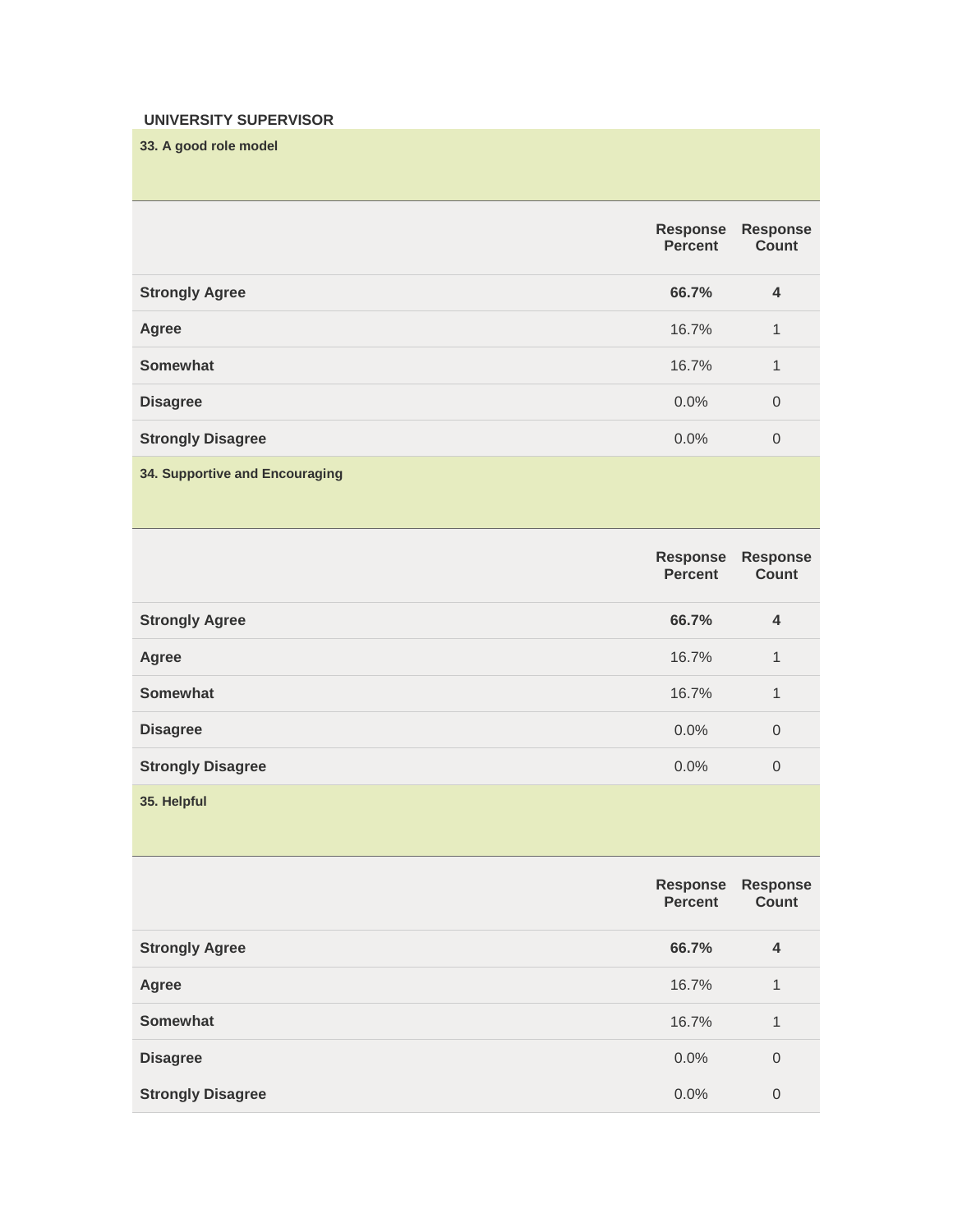**UNIVERSITY SUPERVISOR**

**33. A good role model**

| | Response Percent | Response Count |
|---|---|---|
| **Strongly Agree** | **66.7%** | **4** |
| **Agree** | 16.7% | 1 |
| **Somewhat** | 16.7% | 1 |
| **Disagree** | 0.0% | 0 |
| **Strongly Disagree** | 0.0% | 0 |

**34. Supportive and Encouraging**

| | Response Percent | Response Count |
|---|---|---|
| **Strongly Agree** | **66.7%** | **4** |
| **Agree** | 16.7% | 1 |
| **Somewhat** | 16.7% | 1 |
| **Disagree** | 0.0% | 0 |
| **Strongly Disagree** | 0.0% | 0 |

**35. Helpful**

| | Response Percent | Response Count |
|---|---|---|
| **Strongly Agree** | **66.7%** | **4** |
| **Agree** | 16.7% | 1 |
| **Somewhat** | 16.7% | 1 |
| **Disagree** | 0.0% | 0 |
| **Strongly Disagree** | 0.0% | 0 |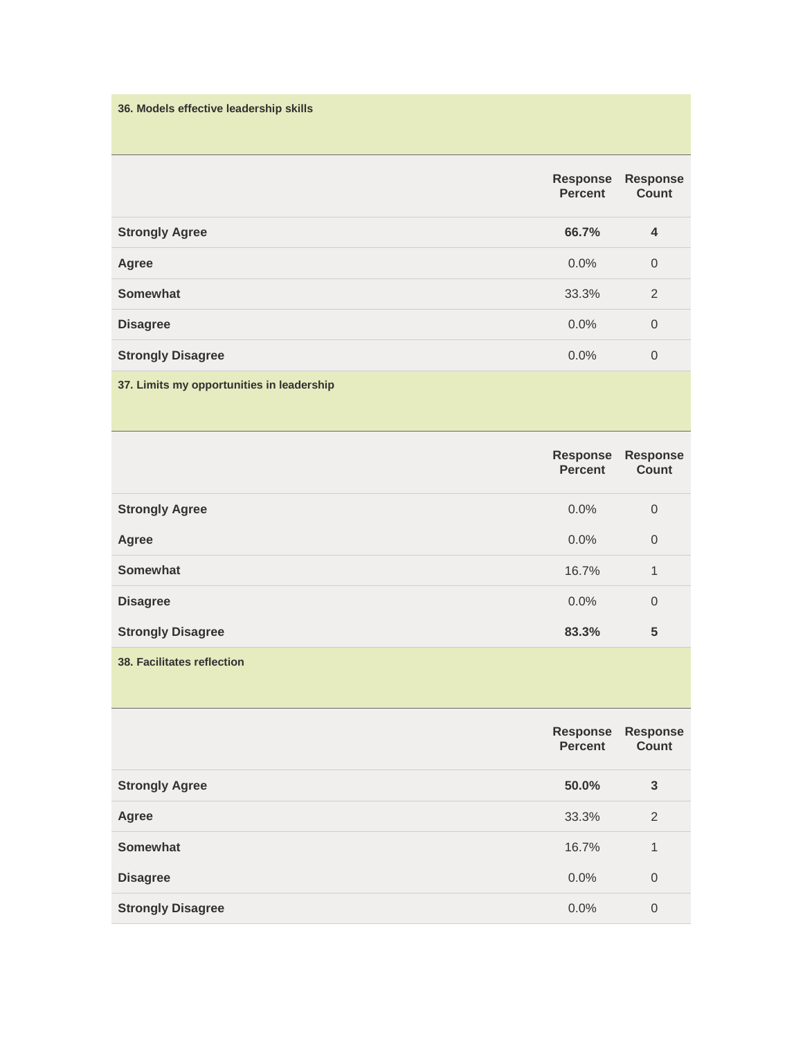### 36. Models effective leadership skills

| | Response Percent | Response Count |
|---|---|---|
| **Strongly Agree** | **66.7%** | **4** |
| **Agree** | 0.0% | 0 |
| **Somewhat** | 33.3% | 2 |
| **Disagree** | 0.0% | 0 |
| **Strongly Disagree** | 0.0% | 0 |

### 37. Limits my opportunities in leadership

| | Response Percent | Response Count |
|---|---|---|
| **Strongly Agree** | 0.0% | 0 |
| **Agree** | 0.0% | 0 |
| **Somewhat** | 16.7% | 1 |
| **Disagree** | 0.0% | 0 |
| **Strongly Disagree** | **83.3%** | **5** |

### 38. Facilitates reflection

| | Response Percent | Response Count |
|---|---|---|
| **Strongly Agree** | **50.0%** | **3** |
| **Agree** | 33.3% | 2 |
| **Somewhat** | 16.7% | 1 |
| **Disagree** | 0.0% | 0 |
| **Strongly Disagree** | 0.0% | 0 |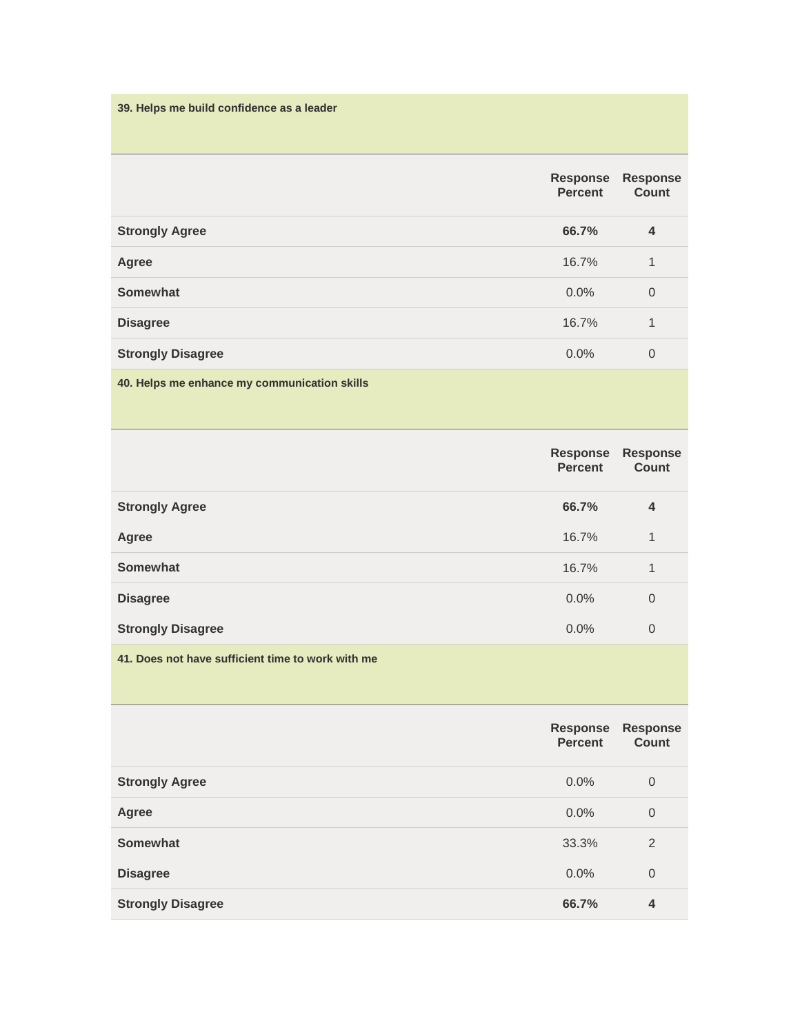**39. Helps me build confidence as a leader**

| | Response Percent | Response Count |
|---|---|---|
| **Strongly Agree** | **66.7%** | **4** |
| **Agree** | 16.7% | 1 |
| **Somewhat** | 0.0% | 0 |
| **Disagree** | 16.7% | 1 |
| **Strongly Disagree** | 0.0% | 0 |

**40. Helps me enhance my communication skills**

| | Response Percent | Response Count |
|---|---|---|
| **Strongly Agree** | **66.7%** | **4** |
| **Agree** | 16.7% | 1 |
| **Somewhat** | 16.7% | 1 |
| **Disagree** | 0.0% | 0 |
| **Strongly Disagree** | 0.0% | 0 |

**41. Does not have sufficient time to work with me**

| | Response Percent | Response Count |
|---|---|---|
| **Strongly Agree** | 0.0% | 0 |
| **Agree** | 0.0% | 0 |
| **Somewhat** | 33.3% | 2 |
| **Disagree** | 0.0% | 0 |
| **Strongly Disagree** | **66.7%** | **4** |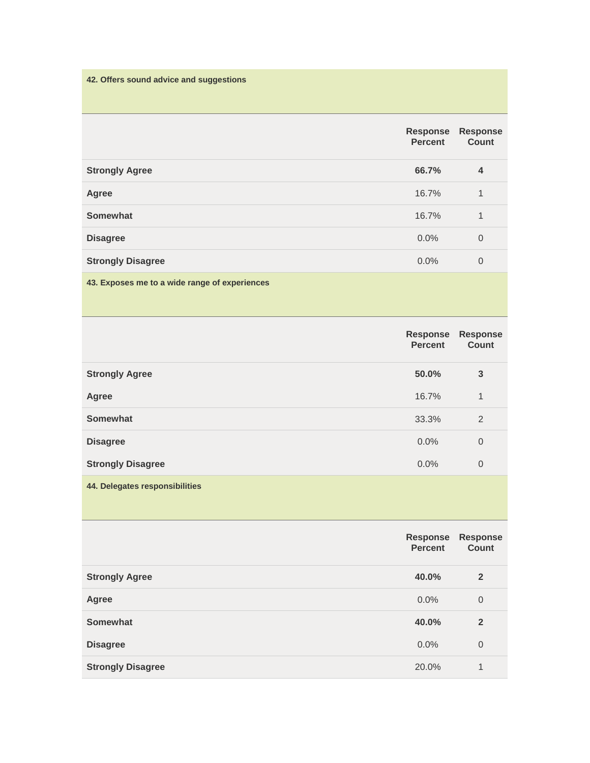### 42. Offers sound advice and suggestions

| | Response Percent | Response Count |
|---|---|---|
| **Strongly Agree** | **66.7%** | **4** |
| **Agree** | 16.7% | 1 |
| **Somewhat** | 16.7% | 1 |
| **Disagree** | 0.0% | 0 |
| **Strongly Disagree** | 0.0% | 0 |

### 43. Exposes me to a wide range of experiences

| | Response Percent | Response Count |
|---|---|---|
| **Strongly Agree** | **50.0%** | **3** |
| **Agree** | 16.7% | 1 |
| **Somewhat** | 33.3% | 2 |
| **Disagree** | 0.0% | 0 |
| **Strongly Disagree** | 0.0% | 0 |

### 44. Delegates responsibilities

| | Response Percent | Response Count |
|---|---|---|
| **Strongly Agree** | **40.0%** | **2** |
| **Agree** | 0.0% | 0 |
| **Somewhat** | **40.0%** | **2** |
| **Disagree** | 0.0% | 0 |
| **Strongly Disagree** | 20.0% | 1 |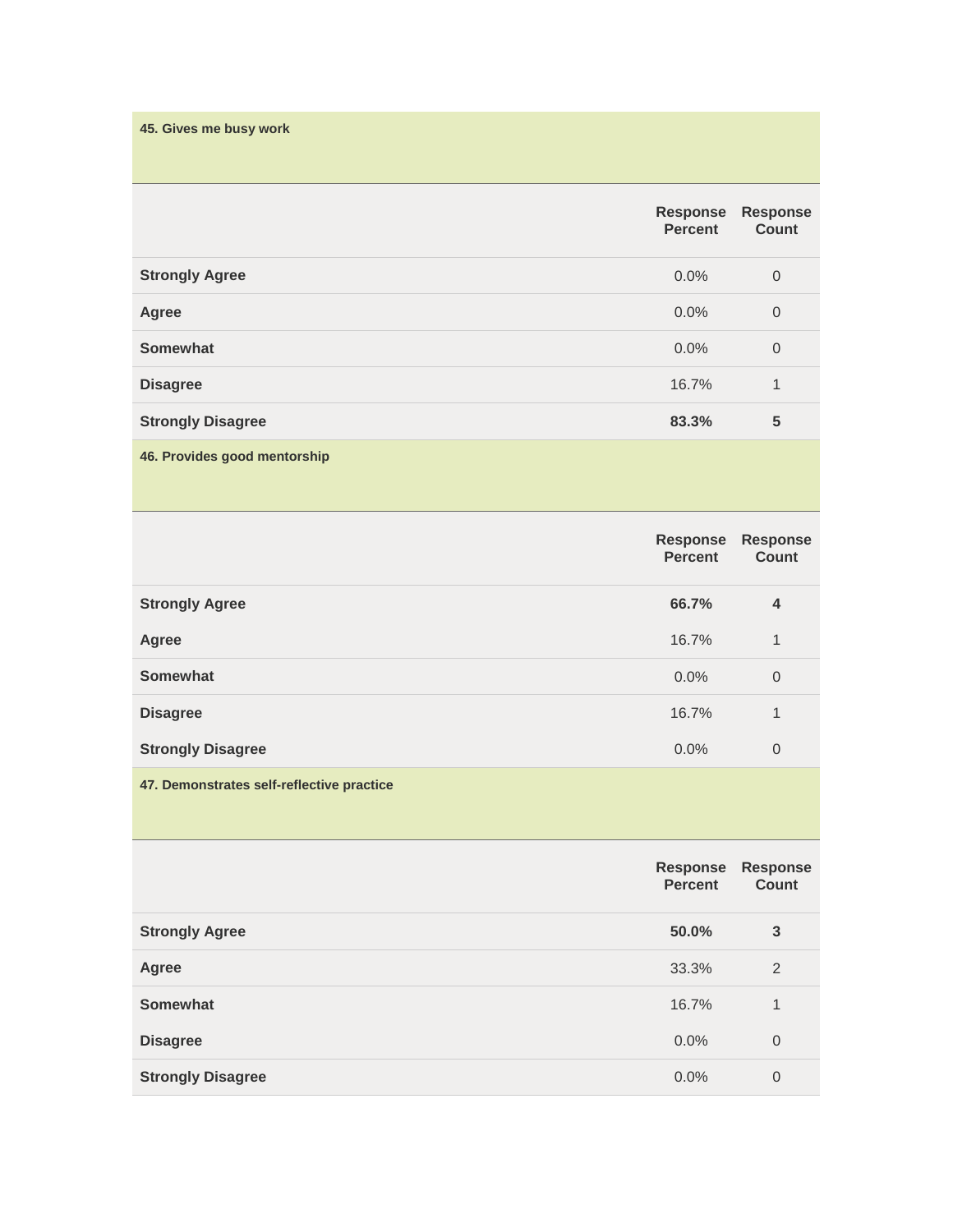**45. Gives me busy work**

| | Response Percent | Response Count |
|---|---|---|
| Strongly Agree | 0.0% | 0 |
| Agree | 0.0% | 0 |
| Somewhat | 0.0% | 0 |
| Disagree | 16.7% | 1 |
| Strongly Disagree | **83.3%** | **5** |

**46. Provides good mentorship**

| | Response Percent | Response Count |
|---|---|---|
| Strongly Agree | **66.7%** | **4** |
| Agree | 16.7% | 1 |
| Somewhat | 0.0% | 0 |
| Disagree | 16.7% | 1 |
| Strongly Disagree | 0.0% | 0 |

**47. Demonstrates self-reflective practice**

| | Response Percent | Response Count |
|---|---|---|
| Strongly Agree | **50.0%** | **3** |
| Agree | 33.3% | 2 |
| Somewhat | 16.7% | 1 |
| Disagree | 0.0% | 0 |
| Strongly Disagree | 0.0% | 0 |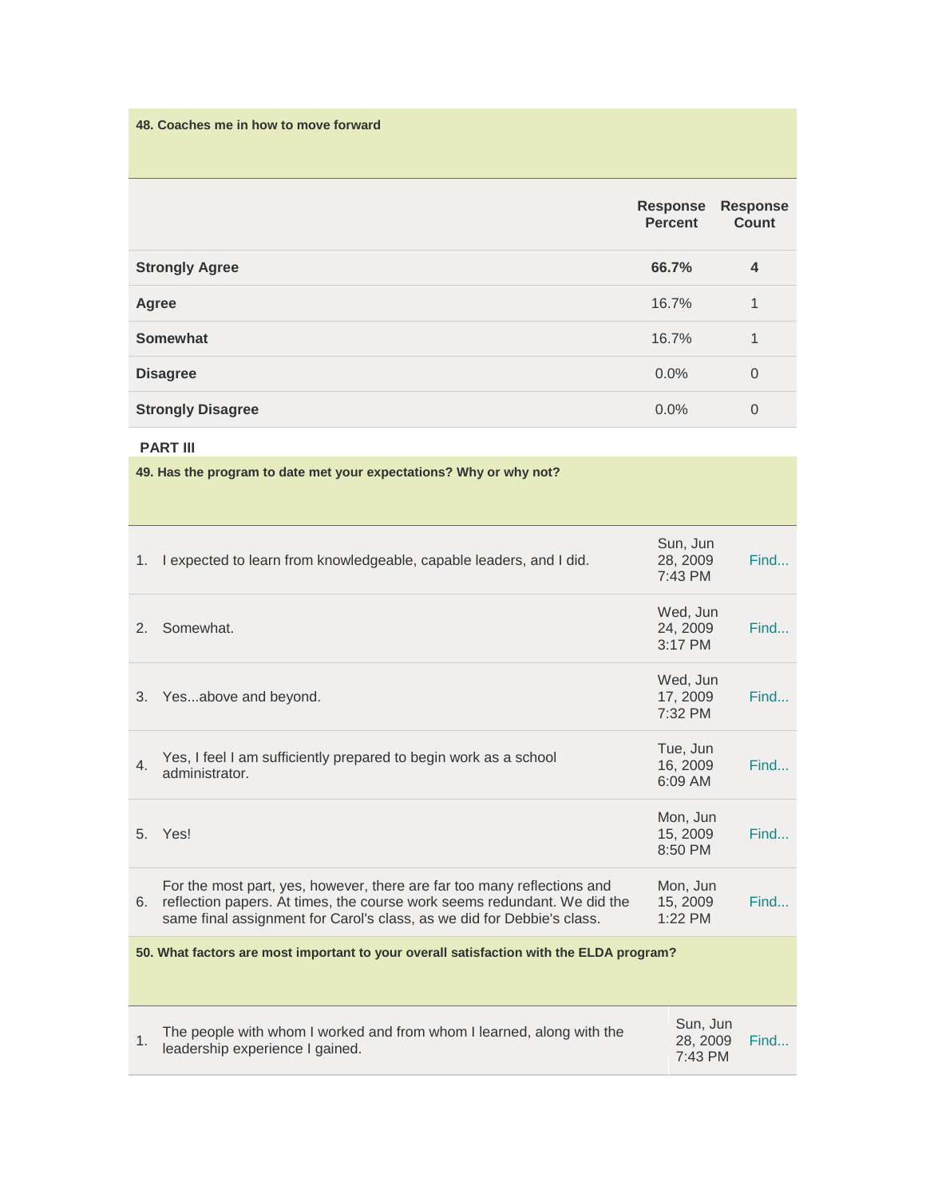**48. Coaches me in how to move forward**

| | Response Percent | Response Count |
|---|---|---|
| **Strongly Agree** | **66.7%** | **4** |
| **Agree** | 16.7% | 1 |
| **Somewhat** | 16.7% | 1 |
| **Disagree** | 0.0% | 0 |
| **Strongly Disagree** | 0.0% | 0 |

**PART III**

**49. Has the program to date met your expectations? Why or why not?**

| | | | |
|---|---|---|---|
| 1. | I expected to learn from knowledgeable, capable leaders, and I did. | Sun, Jun 28, 2009 7:43 PM | Find... |
| 2. | Somewhat. | Wed, Jun 24, 2009 3:17 PM | Find... |
| 3. | Yes...above and beyond. | Wed, Jun 17, 2009 7:32 PM | Find... |
| 4. | Yes, I feel I am sufficiently prepared to begin work as a school administrator. | Tue, Jun 16, 2009 6:09 AM | Find... |
| 5. | Yes! | Mon, Jun 15, 2009 8:50 PM | Find... |
| 6. | For the most part, yes, however, there are far too many reflections and reflection papers. At times, the course work seems redundant. We did the same final assignment for Carol's class, as we did for Debbie's class. | Mon, Jun 15, 2009 1:22 PM | Find... |

**50. What factors are most important to your overall satisfaction with the ELDA program?**

| | | | |
|---|---|---|---|
| 1. | The people with whom I worked and from whom I learned, along with the leadership experience I gained. | Sun, Jun 28, 2009 7:43 PM | Find... |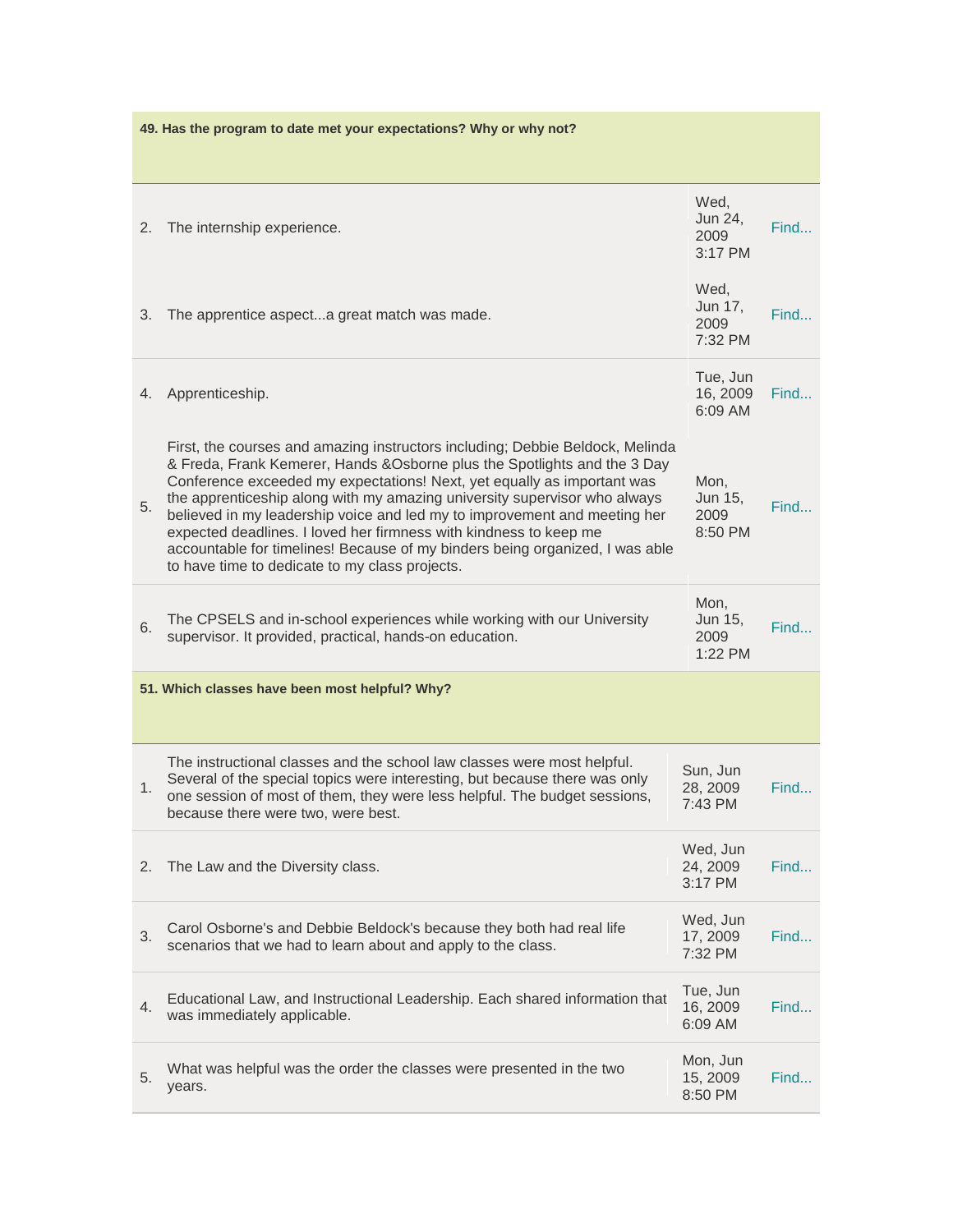**49. Has the program to date met your expectations? Why or why not?**

| # | Response | Date | |
|---|---|---|---|
| 2. | The internship experience. | Wed, Jun 24, 2009 3:17 PM | Find... |
| 3. | The apprentice aspect...a great match was made. | Wed, Jun 17, 2009 7:32 PM | Find... |
| 4. | Apprenticeship. | Tue, Jun 16, 2009 6:09 AM | Find... |
| 5. | First, the courses and amazing instructors including; Debbie Beldock, Melinda & Freda, Frank Kemerer, Hands &Osborne plus the Spotlights and the 3 Day Conference exceeded my expectations! Next, yet equally as important was the apprenticeship along with my amazing university supervisor who always believed in my leadership voice and led my to improvement and meeting her expected deadlines. I loved her firmness with kindness to keep me accountable for timelines! Because of my binders being organized, I was able to have time to dedicate to my class projects. | Mon, Jun 15, 2009 8:50 PM | Find... |
| 6. | The CPSELS and in-school experiences while working with our University supervisor. It provided, practical, hands-on education. | Mon, Jun 15, 2009 1:22 PM | Find... |

**51. Which classes have been most helpful? Why?**

| # | Response | Date | |
|---|---|---|---|
| 1. | The instructional classes and the school law classes were most helpful. Several of the special topics were interesting, but because there was only one session of most of them, they were less helpful. The budget sessions, because there were two, were best. | Sun, Jun 28, 2009 7:43 PM | Find... |
| 2. | The Law and the Diversity class. | Wed, Jun 24, 2009 3:17 PM | Find... |
| 3. | Carol Osborne's and Debbie Beldock's because they both had real life scenarios that we had to learn about and apply to the class. | Wed, Jun 17, 2009 7:32 PM | Find... |
| 4. | Educational Law, and Instructional Leadership. Each shared information that was immediately applicable. | Tue, Jun 16, 2009 6:09 AM | Find... |
| 5. | What was helpful was the order the classes were presented in the two years. | Mon, Jun 15, 2009 8:50 PM | Find... |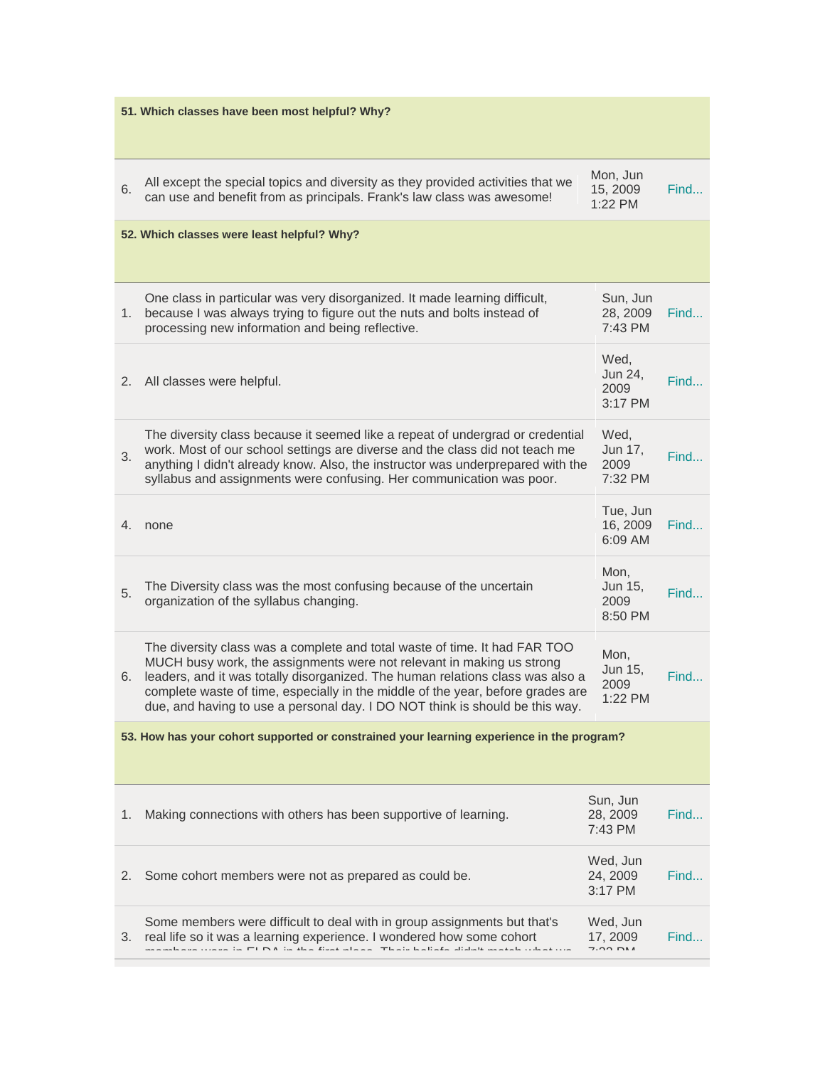**51. Which classes have been most helpful? Why?**

| | | | |
|---|---|---|---|
| 6. | All except the special topics and diversity as they provided activities that we can use and benefit from as principals. Frank's law class was awesome! | Mon, Jun 15, 2009 1:22 PM | Find... |

**52. Which classes were least helpful? Why?**

| | | | |
|---|---|---|---|
| 1. | One class in particular was very disorganized. It made learning difficult, because I was always trying to figure out the nuts and bolts instead of processing new information and being reflective. | Sun, Jun 28, 2009 7:43 PM | Find... |
| 2. | All classes were helpful. | Wed, Jun 24, 2009 3:17 PM | Find... |
| 3. | The diversity class because it seemed like a repeat of undergrad or credential work. Most of our school settings are diverse and the class did not teach me anything I didn't already know. Also, the instructor was underprepared with the syllabus and assignments were confusing. Her communication was poor. | Wed, Jun 17, 2009 7:32 PM | Find... |
| 4. | none | Tue, Jun 16, 2009 6:09 AM | Find... |
| 5. | The Diversity class was the most confusing because of the uncertain organization of the syllabus changing. | Mon, Jun 15, 2009 8:50 PM | Find... |
| 6. | The diversity class was a complete and total waste of time. It had FAR TOO MUCH busy work, the assignments were not relevant in making us strong leaders, and it was totally disorganized. The human relations class was also a complete waste of time, especially in the middle of the year, before grades are due, and having to use a personal day. I DO NOT think is should be this way. | Mon, Jun 15, 2009 1:22 PM | Find... |

**53. How has your cohort supported or constrained your learning experience in the program?**

| | | | |
|---|---|---|---|
| 1. | Making connections with others has been supportive of learning. | Sun, Jun 28, 2009 7:43 PM | Find... |
| 2. | Some cohort members were not as prepared as could be. | Wed, Jun 24, 2009 3:17 PM | Find... |
| 3. | Some members were difficult to deal with in group assignments but that's real life so it was a learning experience. I wondered how some cohort members were in ELDA in the first place. Their beliefs didn't match what we | Wed, Jun 17, 2009 7:32 PM | Find... |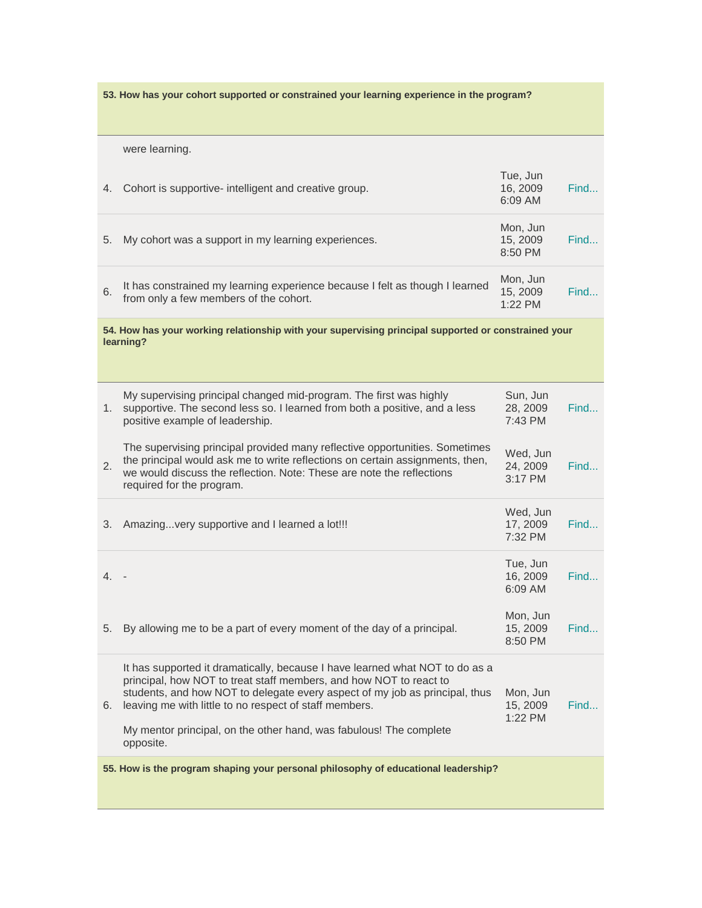**53. How has your cohort supported or constrained your learning experience in the program?**

| | Response | Date | |
|---|---|---|---|
| | were learning. | | |
| 4. | Cohort is supportive- intelligent and creative group. | Tue, Jun 16, 2009 6:09 AM | Find... |
| 5. | My cohort was a support in my learning experiences. | Mon, Jun 15, 2009 8:50 PM | Find... |
| 6. | It has constrained my learning experience because I felt as though I learned from only a few members of the cohort. | Mon, Jun 15, 2009 1:22 PM | Find... |

**54. How has your working relationship with your supervising principal supported or constrained your learning?**

| | Response | Date | |
|---|---|---|---|
| 1. | My supervising principal changed mid-program. The first was highly supportive. The second less so. I learned from both a positive, and a less positive example of leadership. | Sun, Jun 28, 2009 7:43 PM | Find... |
| 2. | The supervising principal provided many reflective opportunities. Sometimes the principal would ask me to write reflections on certain assignments, then, we would discuss the reflection. Note: These are note the reflections required for the program. | Wed, Jun 24, 2009 3:17 PM | Find... |
| 3. | Amazing...very supportive and I learned a lot!!! | Wed, Jun 17, 2009 7:32 PM | Find... |
| 4. | - | Tue, Jun 16, 2009 6:09 AM | Find... |
| 5. | By allowing me to be a part of every moment of the day of a principal. | Mon, Jun 15, 2009 8:50 PM | Find... |
| 6. | It has supported it dramatically, because I have learned what NOT to do as a principal, how NOT to treat staff members, and how NOT to react to students, and how NOT to delegate every aspect of my job as principal, thus leaving me with little to no respect of staff members. My mentor principal, on the other hand, was fabulous! The complete opposite. | Mon, Jun 15, 2009 1:22 PM | Find... |

**55. How is the program shaping your personal philosophy of educational leadership?**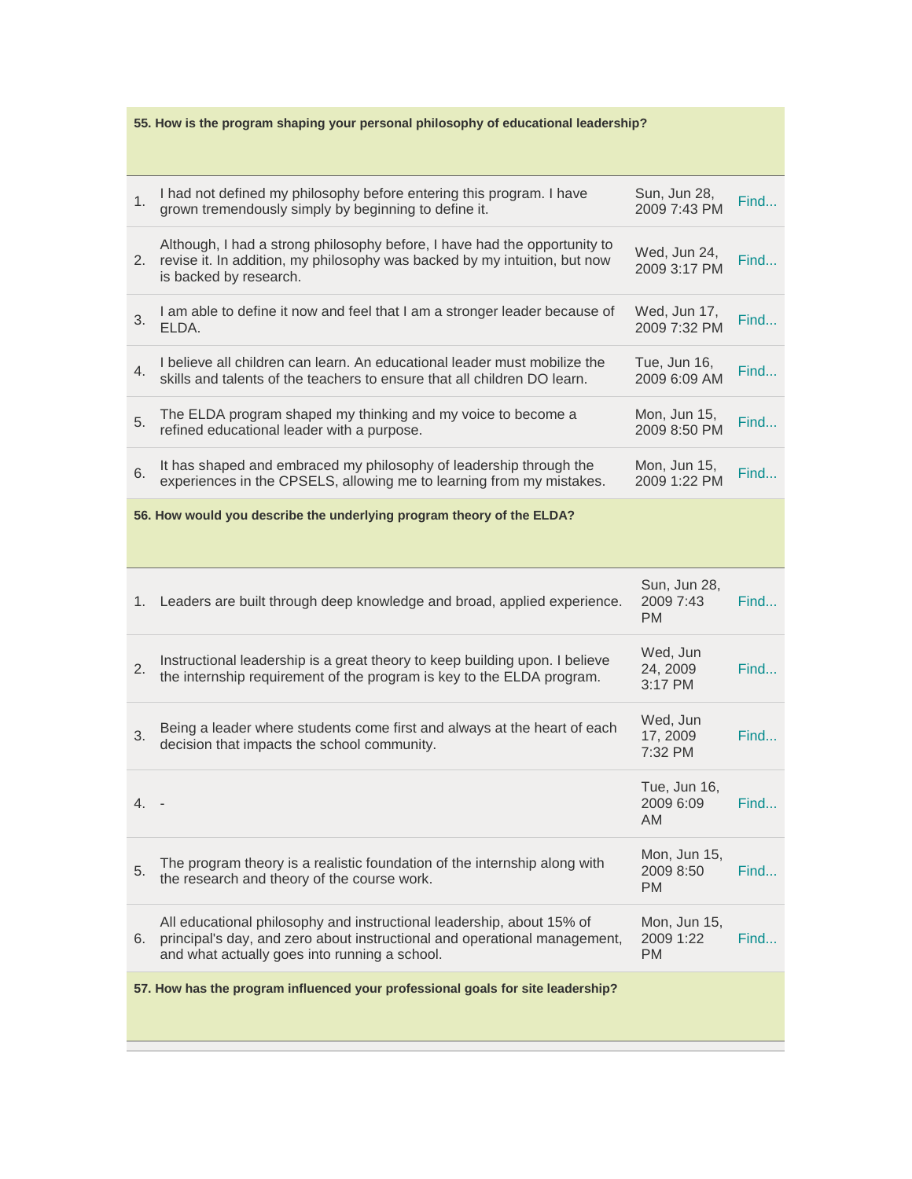**55. How is the program shaping your personal philosophy of educational leadership?**

| # | Response | Date | |
|---|---|---|---|
| 1. | I had not defined my philosophy before entering this program. I have grown tremendously simply by beginning to define it. | Sun, Jun 28, 2009 7:43 PM | Find... |
| 2. | Although, I had a strong philosophy before, I have had the opportunity to revise it. In addition, my philosophy was backed by my intuition, but now is backed by research. | Wed, Jun 24, 2009 3:17 PM | Find... |
| 3. | I am able to define it now and feel that I am a stronger leader because of ELDA. | Wed, Jun 17, 2009 7:32 PM | Find... |
| 4. | I believe all children can learn. An educational leader must mobilize the skills and talents of the teachers to ensure that all children DO learn. | Tue, Jun 16, 2009 6:09 AM | Find... |
| 5. | The ELDA program shaped my thinking and my voice to become a refined educational leader with a purpose. | Mon, Jun 15, 2009 8:50 PM | Find... |
| 6. | It has shaped and embraced my philosophy of leadership through the experiences in the CPSELS, allowing me to learning from my mistakes. | Mon, Jun 15, 2009 1:22 PM | Find... |

**56. How would you describe the underlying program theory of the ELDA?**

| # | Response | Date | |
|---|---|---|---|
| 1. | Leaders are built through deep knowledge and broad, applied experience. | Sun, Jun 28, 2009 7:43 PM | Find... |
| 2. | Instructional leadership is a great theory to keep building upon. I believe the internship requirement of the program is key to the ELDA program. | Wed, Jun 24, 2009 3:17 PM | Find... |
| 3. | Being a leader where students come first and always at the heart of each decision that impacts the school community. | Wed, Jun 17, 2009 7:32 PM | Find... |
| 4. | - | Tue, Jun 16, 2009 6:09 AM | Find... |
| 5. | The program theory is a realistic foundation of the internship along with the research and theory of the course work. | Mon, Jun 15, 2009 8:50 PM | Find... |
| 6. | All educational philosophy and instructional leadership, about 15% of principal's day, and zero about instructional and operational management, and what actually goes into running a school. | Mon, Jun 15, 2009 1:22 PM | Find... |

**57. How has the program influenced your professional goals for site leadership?**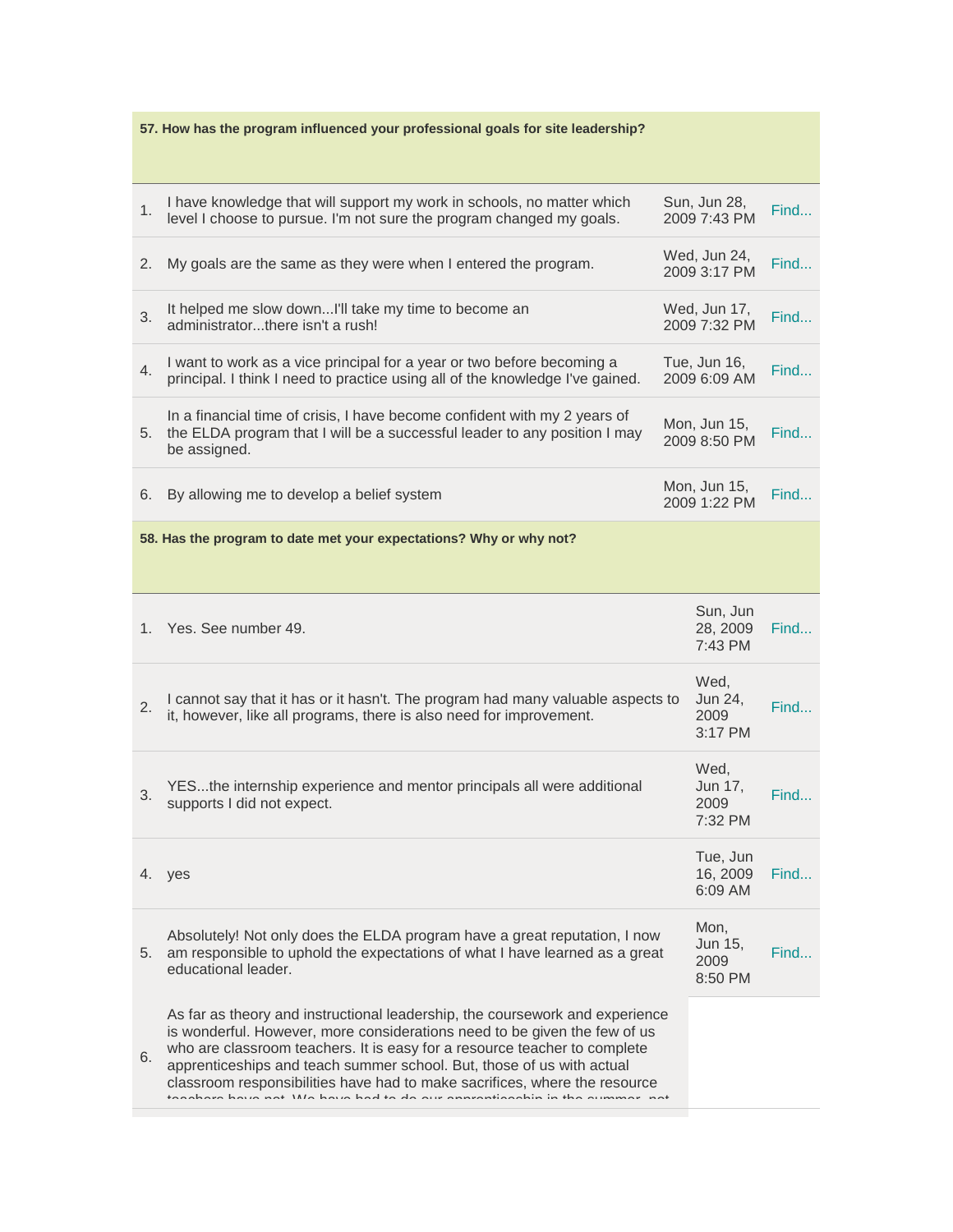**57. How has the program influenced your professional goals for site leadership?**

| # | Response | Date | |
|---|---|---|---|
| 1. | I have knowledge that will support my work in schools, no matter which level I choose to pursue. I'm not sure the program changed my goals. | Sun, Jun 28, 2009 7:43 PM | Find... |
| 2. | My goals are the same as they were when I entered the program. | Wed, Jun 24, 2009 3:17 PM | Find... |
| 3. | It helped me slow down...I'll take my time to become an administrator...there isn't a rush! | Wed, Jun 17, 2009 7:32 PM | Find... |
| 4. | I want to work as a vice principal for a year or two before becoming a principal. I think I need to practice using all of the knowledge I've gained. | Tue, Jun 16, 2009 6:09 AM | Find... |
| 5. | In a financial time of crisis, I have become confident with my 2 years of the ELDA program that I will be a successful leader to any position I may be assigned. | Mon, Jun 15, 2009 8:50 PM | Find... |
| 6. | By allowing me to develop a belief system | Mon, Jun 15, 2009 1:22 PM | Find... |

**58. Has the program to date met your expectations? Why or why not?**

| # | Response | Date | |
|---|---|---|---|
| 1. | Yes. See number 49. | Sun, Jun 28, 2009 7:43 PM | Find... |
| 2. | I cannot say that it has or it hasn't. The program had many valuable aspects to it, however, like all programs, there is also need for improvement. | Wed, Jun 24, 2009 3:17 PM | Find... |
| 3. | YES...the internship experience and mentor principals all were additional supports I did not expect. | Wed, Jun 17, 2009 7:32 PM | Find... |
| 4. | yes | Tue, Jun 16, 2009 6:09 AM | Find... |
| 5. | Absolutely! Not only does the ELDA program have a great reputation, I now am responsible to uphold the expectations of what I have learned as a great educational leader. | Mon, Jun 15, 2009 8:50 PM | Find... |
| 6. | As far as theory and instructional leadership, the coursework and experience is wonderful. However, more considerations need to be given the few of us who are classroom teachers. It is easy for a resource teacher to complete apprenticeships and teach summer school. But, those of us with actual classroom responsibilities have had to make sacrifices, where the resource teachers have not. We have had to do our apprenticeship in the summer, not | | |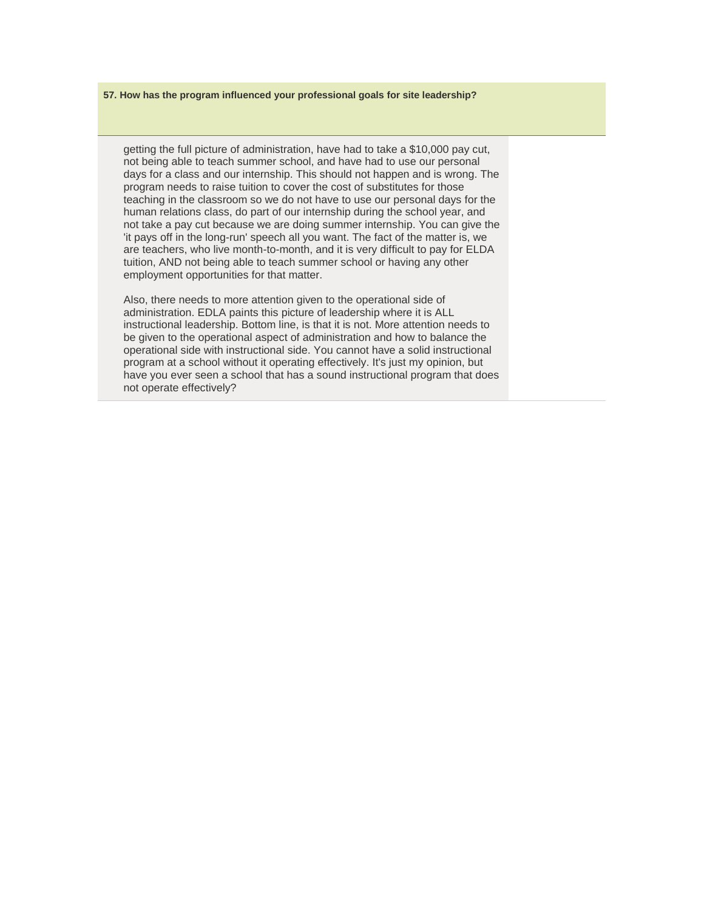**57. How has the program influenced your professional goals for site leadership?**

getting the full picture of administration, have had to take a $10,000 pay cut, not being able to teach summer school, and have had to use our personal days for a class and our internship. This should not happen and is wrong. The program needs to raise tuition to cover the cost of substitutes for those teaching in the classroom so we do not have to use our personal days for the human relations class, do part of our internship during the school year, and not take a pay cut because we are doing summer internship. You can give the 'it pays off in the long-run' speech all you want. The fact of the matter is, we are teachers, who live month-to-month, and it is very difficult to pay for ELDA tuition, AND not being able to teach summer school or having any other employment opportunities for that matter.

Also, there needs to more attention given to the operational side of administration. EDLA paints this picture of leadership where it is ALL instructional leadership. Bottom line, is that it is not. More attention needs to be given to the operational aspect of administration and how to balance the operational side with instructional side. You cannot have a solid instructional program at a school without it operating effectively. It's just my opinion, but have you ever seen a school that has a sound instructional program that does not operate effectively?